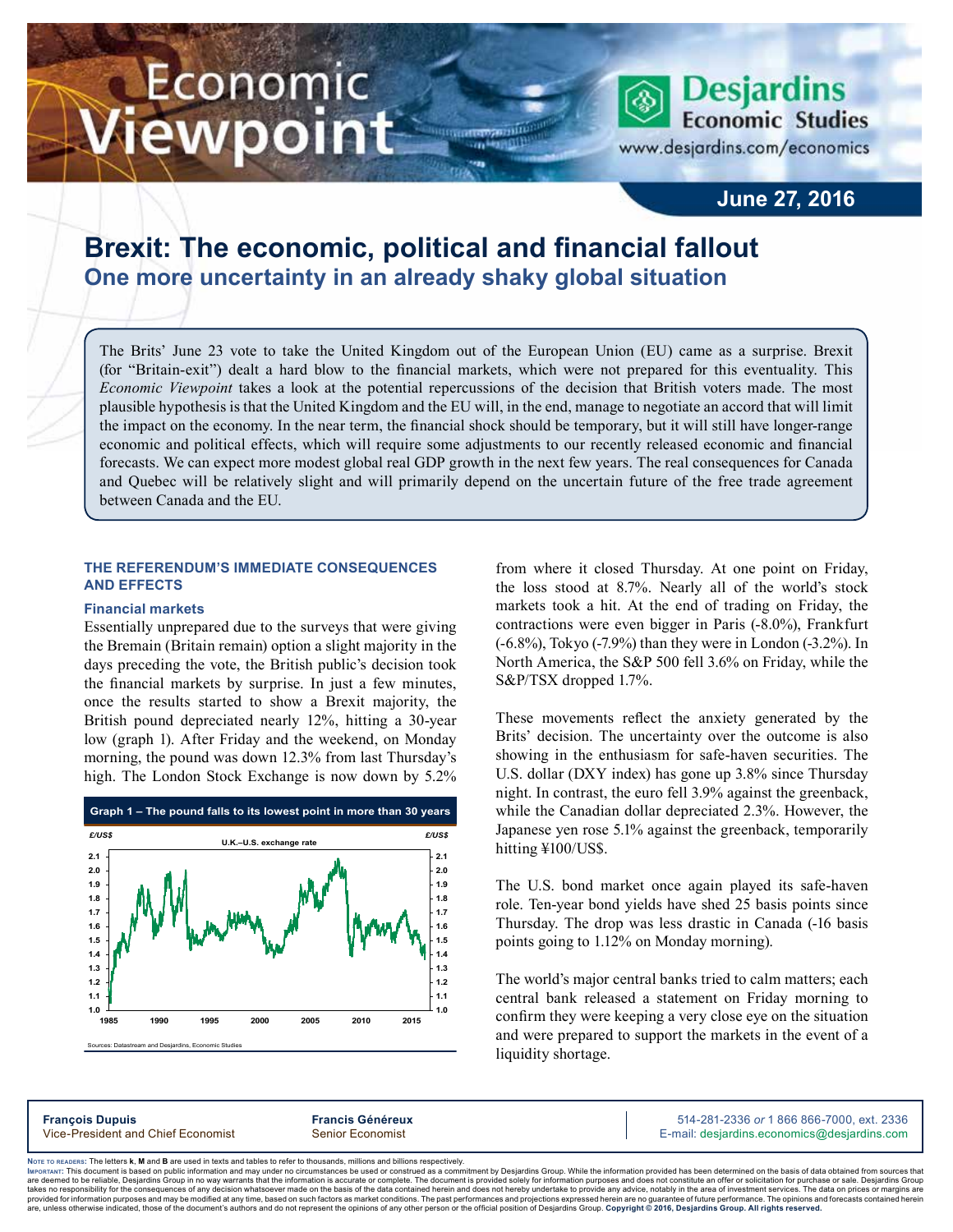# Economic Viewpoint

**Desjardins Economic Studies**
www.desjardins.com/economics

**June 27, 2016**

## Brexit: The economic, political and financial fallout

### One more uncertainty in an already shaky global situation

The Brits' June 23 vote to take the United Kingdom out of the European Union (EU) came as a surprise. Brexit (for "Britain-exit") dealt a hard blow to the financial markets, which were not prepared for this eventuality. This *Economic Viewpoint* takes a look at the potential repercussions of the decision that British voters made. The most plausible hypothesis is that the United Kingdom and the EU will, in the end, manage to negotiate an accord that will limit the impact on the economy. In the near term, the financial shock should be temporary, but it will still have longer-range economic and political effects, which will require some adjustments to our recently released economic and financial forecasts. We can expect more modest global real GDP growth in the next few years. The real consequences for Canada and Quebec will be relatively slight and will primarily depend on the uncertain future of the free trade agreement between Canada and the EU.

### THE REFERENDUM'S IMMEDIATE CONSEQUENCES AND EFFECTS

#### Financial markets

Essentially unprepared due to the surveys that were giving the Bremain (Britain remain) option a slight majority in the days preceding the vote, the British public's decision took the financial markets by surprise. In just a few minutes, once the results started to show a Brexit majority, the British pound depreciated nearly 12%, hitting a 30-year low (graph 1). After Friday and the weekend, on Monday morning, the pound was down 12.3% from last Thursday's high. The London Stock Exchange is now down by 5.2% from where it closed Thursday. At one point on Friday, the loss stood at 8.7%. Nearly all of the world's stock markets took a hit. At the end of trading on Friday, the contractions were even bigger in Paris (-8.0%), Frankfurt (-6.8%), Tokyo (-7.9%) than they were in London (-3.2%). In North America, the S&P 500 fell 3.6% on Friday, while the S&P/TSX dropped 1.7%.

**Graph 1 – The pound falls to its lowest point in more than 30 years**

U.K.–U.S. exchange rate (£/US$)

Sources: Datastream and Desjardins, Economic Studies

These movements reflect the anxiety generated by the Brits' decision. The uncertainty over the outcome is also showing in the enthusiasm for safe-haven securities. The U.S. dollar (DXY index) has gone up 3.8% since Thursday night. In contrast, the euro fell 3.9% against the greenback, while the Canadian dollar depreciated 2.3%. However, the Japanese yen rose 5.1% against the greenback, temporarily hitting ¥100/US$.

The U.S. bond market once again played its safe-haven role. Ten-year bond yields have shed 25 basis points since Thursday. The drop was less drastic in Canada (-16 basis points going to 1.12% on Monday morning).

The world's major central banks tried to calm matters; each central bank released a statement on Friday morning to confirm they were keeping a very close eye on the situation and were prepared to support the markets in the event of a liquidity shortage.

**François Dupuis**
Vice-President and Chief Economist

**Francis Généreux**
Senior Economist

514-281-2336 *or* 1 866 866-7000, ext. 2336
E-mail: desjardins.economics@desjardins.com

Note to readers: The letters **k**, **M** and **B** are used in texts and tables to refer to thousands, millions and billions respectively.

Important: This document is based on public information and may under no circumstances be used or construed as a commitment by Desjardins Group. While the information provided has been determined on the basis of data obtained from sources that are deemed to be reliable, Desjardins Group in no way warrants that the information is accurate or complete. The document is provided solely for information purposes and does not constitute an offer or solicitation for purchase or sale. Desjardins Group takes no responsibility for the consequences of any decision whatsoever made on the basis of the data contained herein and does not hereby undertake to provide any advice, notably in the area of investment services. The data on prices or margins are provided for information purposes and may be modified at any time, based on such factors as market conditions. The past performances and projections expressed herein are no guarantee of future performance. The opinions and forecasts contained herein are, unless otherwise indicated, those of the document's authors and do not represent the opinions of any other person or the official position of Desjardins Group. **Copyright © 2016, Desjardins Group. All rights reserved.**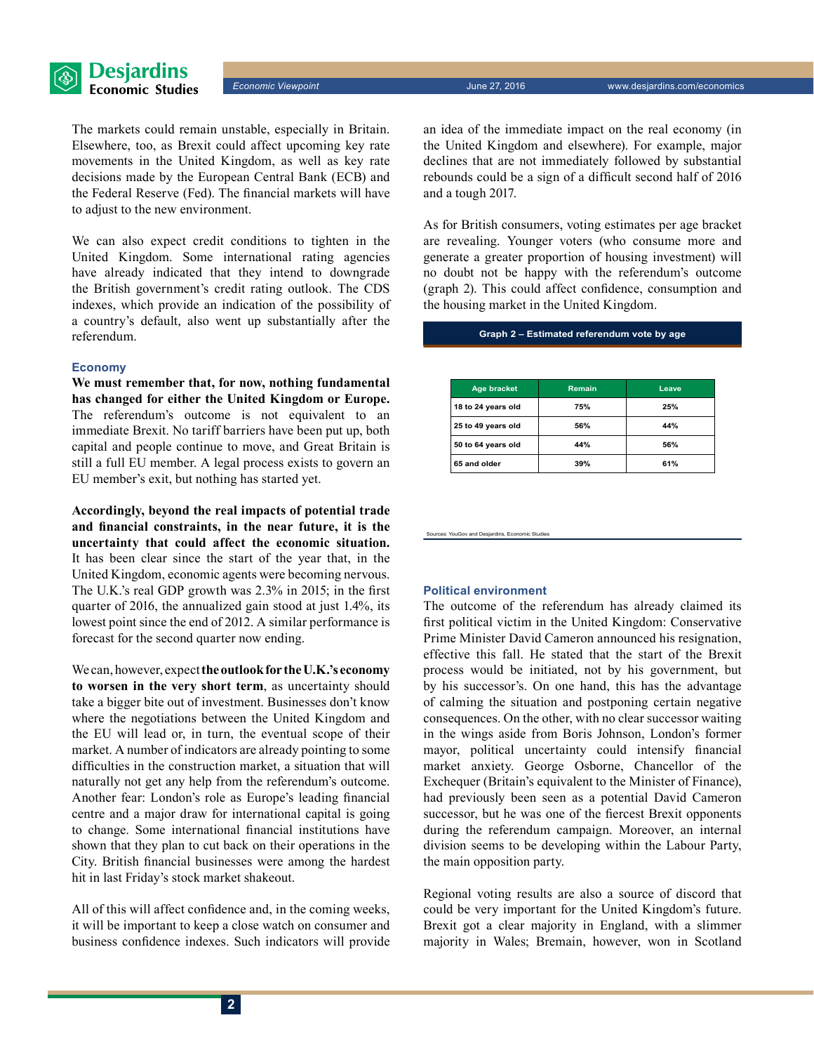The markets could remain unstable, especially in Britain. Elsewhere, too, as Brexit could affect upcoming key rate movements in the United Kingdom, as well as key rate decisions made by the European Central Bank (ECB) and the Federal Reserve (Fed). The financial markets will have to adjust to the new environment.

We can also expect credit conditions to tighten in the United Kingdom. Some international rating agencies have already indicated that they intend to downgrade the British government's credit rating outlook. The CDS indexes, which provide an indication of the possibility of a country's default, also went up substantially after the referendum.

### Economy

**We must remember that, for now, nothing fundamental has changed for either the United Kingdom or Europe.** The referendum's outcome is not equivalent to an immediate Brexit. No tariff barriers have been put up, both capital and people continue to move, and Great Britain is still a full EU member. A legal process exists to govern an EU member's exit, but nothing has started yet.

**Accordingly, beyond the real impacts of potential trade and financial constraints, in the near future, it is the uncertainty that could affect the economic situation.** It has been clear since the start of the year that, in the United Kingdom, economic agents were becoming nervous. The U.K.'s real GDP growth was 2.3% in 2015; in the first quarter of 2016, the annualized gain stood at just 1.4%, its lowest point since the end of 2012. A similar performance is forecast for the second quarter now ending.

We can, however, expect **the outlook for the U.K.'s economy to worsen in the very short term**, as uncertainty should take a bigger bite out of investment. Businesses don't know where the negotiations between the United Kingdom and the EU will lead or, in turn, the eventual scope of their market. A number of indicators are already pointing to some difficulties in the construction market, a situation that will naturally not get any help from the referendum's outcome. Another fear: London's role as Europe's leading financial centre and a major draw for international capital is going to change. Some international financial institutions have shown that they plan to cut back on their operations in the City. British financial businesses were among the hardest hit in last Friday's stock market shakeout.

All of this will affect confidence and, in the coming weeks, it will be important to keep a close watch on consumer and business confidence indexes. Such indicators will provide an idea of the immediate impact on the real economy (in the United Kingdom and elsewhere). For example, major declines that are not immediately followed by substantial rebounds could be a sign of a difficult second half of 2016 and a tough 2017.

As for British consumers, voting estimates per age bracket are revealing. Younger voters (who consume more and generate a greater proportion of housing investment) will no doubt not be happy with the referendum's outcome (graph 2). This could affect confidence, consumption and the housing market in the United Kingdom.

**Graph 2 – Estimated referendum vote by age**

| Age bracket | Remain | Leave |
|---|---|---|
| 18 to 24 years old | 75% | 25% |
| 25 to 49 years old | 56% | 44% |
| 50 to 64 years old | 44% | 56% |
| 65 and older | 39% | 61% |

Sources: YouGov and Desjardins, Economic Studies

### Political environment

The outcome of the referendum has already claimed its first political victim in the United Kingdom: Conservative Prime Minister David Cameron announced his resignation, effective this fall. He stated that the start of the Brexit process would be initiated, not by his government, but by his successor's. On one hand, this has the advantage of calming the situation and postponing certain negative consequences. On the other, with no clear successor waiting in the wings aside from Boris Johnson, London's former mayor, political uncertainty could intensify financial market anxiety. George Osborne, Chancellor of the Exchequer (Britain's equivalent to the Minister of Finance), had previously been seen as a potential David Cameron successor, but he was one of the fiercest Brexit opponents during the referendum campaign. Moreover, an internal division seems to be developing within the Labour Party, the main opposition party.

Regional voting results are also a source of discord that could be very important for the United Kingdom's future. Brexit got a clear majority in England, with a slimmer majority in Wales; Bremain, however, won in Scotland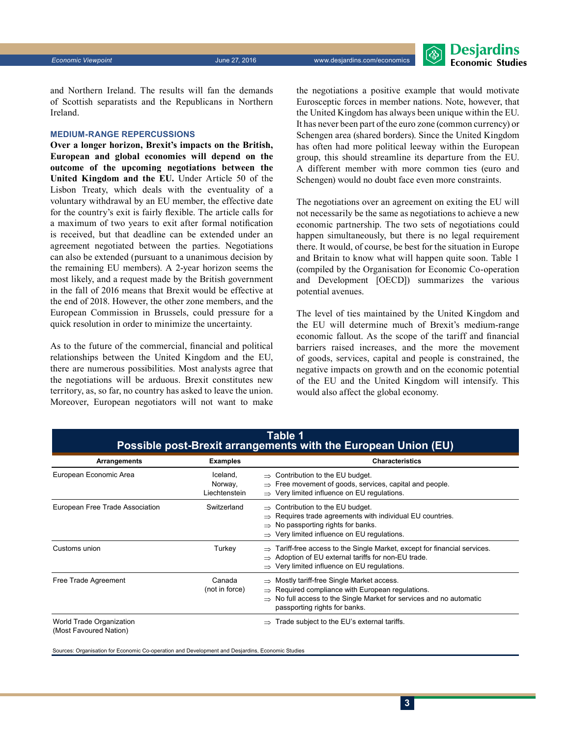and Northern Ireland. The results will fan the demands of Scottish separatists and the Republicans in Northern Ireland.

### MEDIUM-RANGE REPERCUSSIONS

**Over a longer horizon, Brexit's impacts on the British, European and global economies will depend on the outcome of the upcoming negotiations between the United Kingdom and the EU.** Under Article 50 of the Lisbon Treaty, which deals with the eventuality of a voluntary withdrawal by an EU member, the effective date for the country's exit is fairly flexible. The article calls for a maximum of two years to exit after formal notification is received, but that deadline can be extended under an agreement negotiated between the parties. Negotiations can also be extended (pursuant to a unanimous decision by the remaining EU members). A 2-year horizon seems the most likely, and a request made by the British government in the fall of 2016 means that Brexit would be effective at the end of 2018. However, the other zone members, and the European Commission in Brussels, could pressure for a quick resolution in order to minimize the uncertainty.

As to the future of the commercial, financial and political relationships between the United Kingdom and the EU, there are numerous possibilities. Most analysts agree that the negotiations will be arduous. Brexit constitutes new territory, as, so far, no country has asked to leave the union. Moreover, European negotiators will not want to make the negotiations a positive example that would motivate Eurosceptic forces in member nations. Note, however, that the United Kingdom has always been unique within the EU. It has never been part of the euro zone (common currency) or Schengen area (shared borders). Since the United Kingdom has often had more political leeway within the European group, this should streamline its departure from the EU. A different member with more common ties (euro and Schengen) would no doubt face even more constraints.

The negotiations over an agreement on exiting the EU will not necessarily be the same as negotiations to achieve a new economic partnership. The two sets of negotiations could happen simultaneously, but there is no legal requirement there. It would, of course, be best for the situation in Europe and Britain to know what will happen quite soon. Table 1 (compiled by the Organisation for Economic Co-operation and Development [OECD]) summarizes the various potential avenues.

The level of ties maintained by the United Kingdom and the EU will determine much of Brexit's medium-range economic fallout. As the scope of the tariff and financial barriers raised increases, and the more the movement of goods, services, capital and people is constrained, the negative impacts on growth and on the economic potential of the EU and the United Kingdom will intensify. This would also affect the global economy.

**Table 1**
**Possible post-Brexit arrangements with the European Union (EU)**

| Arrangements | Examples | Characteristics |
|---|---|---|
| European Economic Area | Iceland, Norway, Liechtenstein | ⇒ Contribution to the EU budget.<br>⇒ Free movement of goods, services, capital and people.<br>⇒ Very limited influence on EU regulations. |
| European Free Trade Association | Switzerland | ⇒ Contribution to the EU budget.<br>⇒ Requires trade agreements with individual EU countries.<br>⇒ No passporting rights for banks.<br>⇒ Very limited influence on EU regulations. |
| Customs union | Turkey | ⇒ Tariff-free access to the Single Market, except for financial services.<br>⇒ Adoption of EU external tariffs for non-EU trade.<br>⇒ Very limited influence on EU regulations. |
| Free Trade Agreement | Canada (not in force) | ⇒ Mostly tariff-free Single Market access.<br>⇒ Required compliance with European regulations.<br>⇒ No full access to the Single Market for services and no automatic passporting rights for banks. |
| World Trade Organization (Most Favoured Nation) | | ⇒ Trade subject to the EU's external tariffs. |

Sources: Organisation for Economic Co-operation and Development and Desjardins, Economic Studies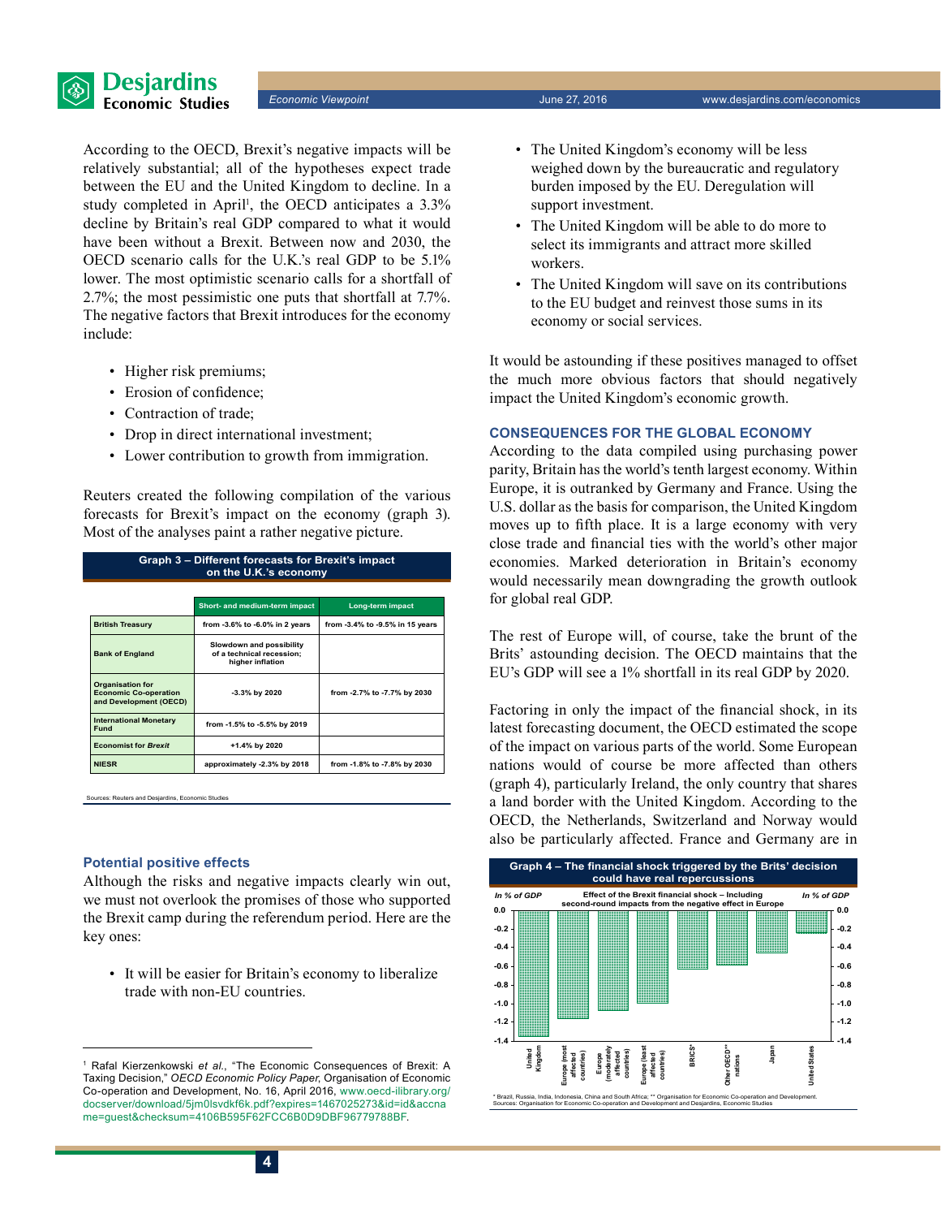According to the OECD, Brexit's negative impacts will be relatively substantial; all of the hypotheses expect trade between the EU and the United Kingdom to decline. In a study completed in April[1], the OECD anticipates a 3.3% decline by Britain's real GDP compared to what it would have been without a Brexit. Between now and 2030, the OECD scenario calls for the U.K.'s real GDP to be 5.1% lower. The most optimistic scenario calls for a shortfall of 2.7%; the most pessimistic one puts that shortfall at 7.7%. The negative factors that Brexit introduces for the economy include:

- Higher risk premiums;
- Erosion of confidence;
- Contraction of trade;
- Drop in direct international investment;
- Lower contribution to growth from immigration.

Reuters created the following compilation of the various forecasts for Brexit's impact on the economy (graph 3). Most of the analyses paint a rather negative picture.

**Graph 3 – Different forecasts for Brexit's impact on the U.K.'s economy**

| | Short- and medium-term impact | Long-term impact |
|---|---|---|
| British Treasury | from -3.6% to -6.0% in 2 years | from -3.4% to -9.5% in 15 years |
| Bank of England | Slowdown and possibility of a technical recession; higher inflation | |
| Organisation for Economic Co-operation and Development (OECD) | -3.3% by 2020 | from -2.7% to -7.7% by 2030 |
| International Monetary Fund | from -1.5% to -5.5% by 2019 | |
| Economist for *Brexit* | +1.4% by 2020 | |
| NIESR | approximately -2.3% by 2018 | from -1.8% to -7.8% by 2030 |

Sources: Reuters and Desjardins, Economic Studies

### Potential positive effects

Although the risks and negative impacts clearly win out, we must not overlook the promises of those who supported the Brexit camp during the referendum period. Here are the key ones:

- It will be easier for Britain's economy to liberalize trade with non-EU countries.
- The United Kingdom's economy will be less weighed down by the bureaucratic and regulatory burden imposed by the EU. Deregulation will support investment.
- The United Kingdom will be able to do more to select its immigrants and attract more skilled workers.
- The United Kingdom will save on its contributions to the EU budget and reinvest those sums in its economy or social services.

It would be astounding if these positives managed to offset the much more obvious factors that should negatively impact the United Kingdom's economic growth.

### CONSEQUENCES FOR THE GLOBAL ECONOMY

According to the data compiled using purchasing power parity, Britain has the world's tenth largest economy. Within Europe, it is outranked by Germany and France. Using the U.S. dollar as the basis for comparison, the United Kingdom moves up to fifth place. It is a large economy with very close trade and financial ties with the world's other major economies. Marked deterioration in Britain's economy would necessarily mean downgrading the growth outlook for global real GDP.

The rest of Europe will, of course, take the brunt of the Brits' astounding decision. The OECD maintains that the EU's GDP will see a 1% shortfall in its real GDP by 2020.

Factoring in only the impact of the financial shock, in its latest forecasting document, the OECD estimated the scope of the impact on various parts of the world. Some European nations would of course be more affected than others (graph 4), particularly Ireland, the only country that shares a land border with the United Kingdom. According to the OECD, the Netherlands, Switzerland and Norway would also be particularly affected. France and Germany are in

**Graph 4 – The financial shock triggered by the Brits' decision could have real repercussions**

Effect of the Brexit financial shock – Including second-round impacts from the negative effect in Europe (In % of GDP)

Categories: United Kingdom; Europe (most affected countries); Europe (moderately affected countries); Europe (least affected countries); BRICS*; Other OECD** nations; Japan; United States

\* Brazil, Russia, India, Indonesia, China and South Africa; ** Organisation for Economic Co-operation and Development.
Sources: Organisation for Economic Co-operation and Development and Desjardins, Economic Studies

---

[1] Rafal Kierzenkowski *et al.*, "The Economic Consequences of Brexit: A Taxing Decision," *OECD Economic Policy Paper*, Organisation of Economic Co-operation and Development, No. 16, April 2016, www.oecd-ilibrary.org/docserver/download/5jm0lsvdkf6k.pdf?expires=1467025273&id=id&accname=guest&checksum=4106B595F62FCC6B0D9DBF96779788BF.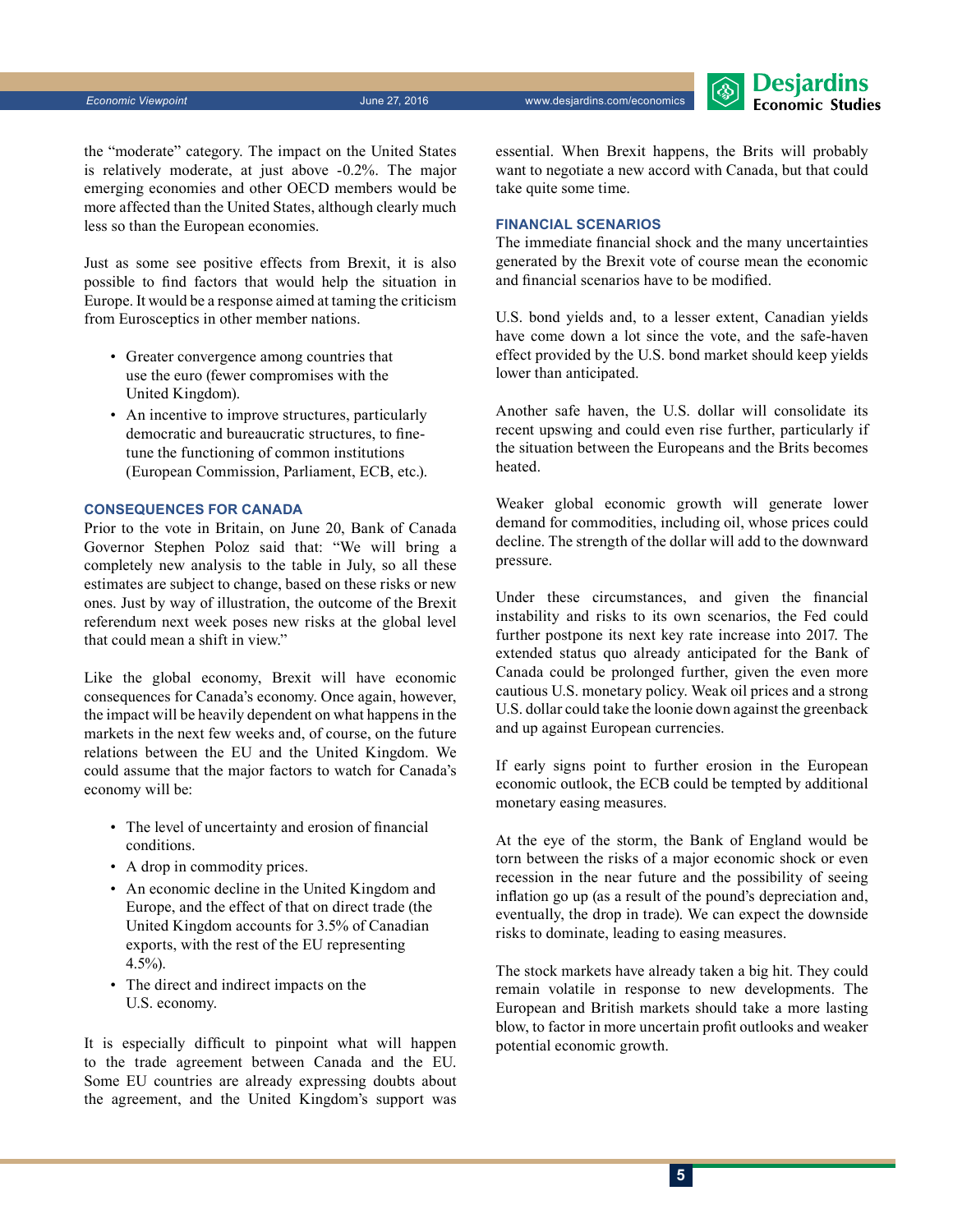the "moderate" category. The impact on the United States is relatively moderate, at just above -0.2%. The major emerging economies and other OECD members would be more affected than the United States, although clearly much less so than the European economies.

Just as some see positive effects from Brexit, it is also possible to find factors that would help the situation in Europe. It would be a response aimed at taming the criticism from Eurosceptics in other member nations.

- Greater convergence among countries that use the euro (fewer compromises with the United Kingdom).
- An incentive to improve structures, particularly democratic and bureaucratic structures, to fine-tune the functioning of common institutions (European Commission, Parliament, ECB, etc.).

### CONSEQUENCES FOR CANADA

Prior to the vote in Britain, on June 20, Bank of Canada Governor Stephen Poloz said that: "We will bring a completely new analysis to the table in July, so all these estimates are subject to change, based on these risks or new ones. Just by way of illustration, the outcome of the Brexit referendum next week poses new risks at the global level that could mean a shift in view."

Like the global economy, Brexit will have economic consequences for Canada's economy. Once again, however, the impact will be heavily dependent on what happens in the markets in the next few weeks and, of course, on the future relations between the EU and the United Kingdom. We could assume that the major factors to watch for Canada's economy will be:

- The level of uncertainty and erosion of financial conditions.
- A drop in commodity prices.
- An economic decline in the United Kingdom and Europe, and the effect of that on direct trade (the United Kingdom accounts for 3.5% of Canadian exports, with the rest of the EU representing 4.5%).
- The direct and indirect impacts on the U.S. economy.

It is especially difficult to pinpoint what will happen to the trade agreement between Canada and the EU. Some EU countries are already expressing doubts about the agreement, and the United Kingdom's support was essential. When Brexit happens, the Brits will probably want to negotiate a new accord with Canada, but that could take quite some time.

### FINANCIAL SCENARIOS

The immediate financial shock and the many uncertainties generated by the Brexit vote of course mean the economic and financial scenarios have to be modified.

U.S. bond yields and, to a lesser extent, Canadian yields have come down a lot since the vote, and the safe-haven effect provided by the U.S. bond market should keep yields lower than anticipated.

Another safe haven, the U.S. dollar will consolidate its recent upswing and could even rise further, particularly if the situation between the Europeans and the Brits becomes heated.

Weaker global economic growth will generate lower demand for commodities, including oil, whose prices could decline. The strength of the dollar will add to the downward pressure.

Under these circumstances, and given the financial instability and risks to its own scenarios, the Fed could further postpone its next key rate increase into 2017. The extended status quo already anticipated for the Bank of Canada could be prolonged further, given the even more cautious U.S. monetary policy. Weak oil prices and a strong U.S. dollar could take the loonie down against the greenback and up against European currencies.

If early signs point to further erosion in the European economic outlook, the ECB could be tempted by additional monetary easing measures.

At the eye of the storm, the Bank of England would be torn between the risks of a major economic shock or even recession in the near future and the possibility of seeing inflation go up (as a result of the pound's depreciation and, eventually, the drop in trade). We can expect the downside risks to dominate, leading to easing measures.

The stock markets have already taken a big hit. They could remain volatile in response to new developments. The European and British markets should take a more lasting blow, to factor in more uncertain profit outlooks and weaker potential economic growth.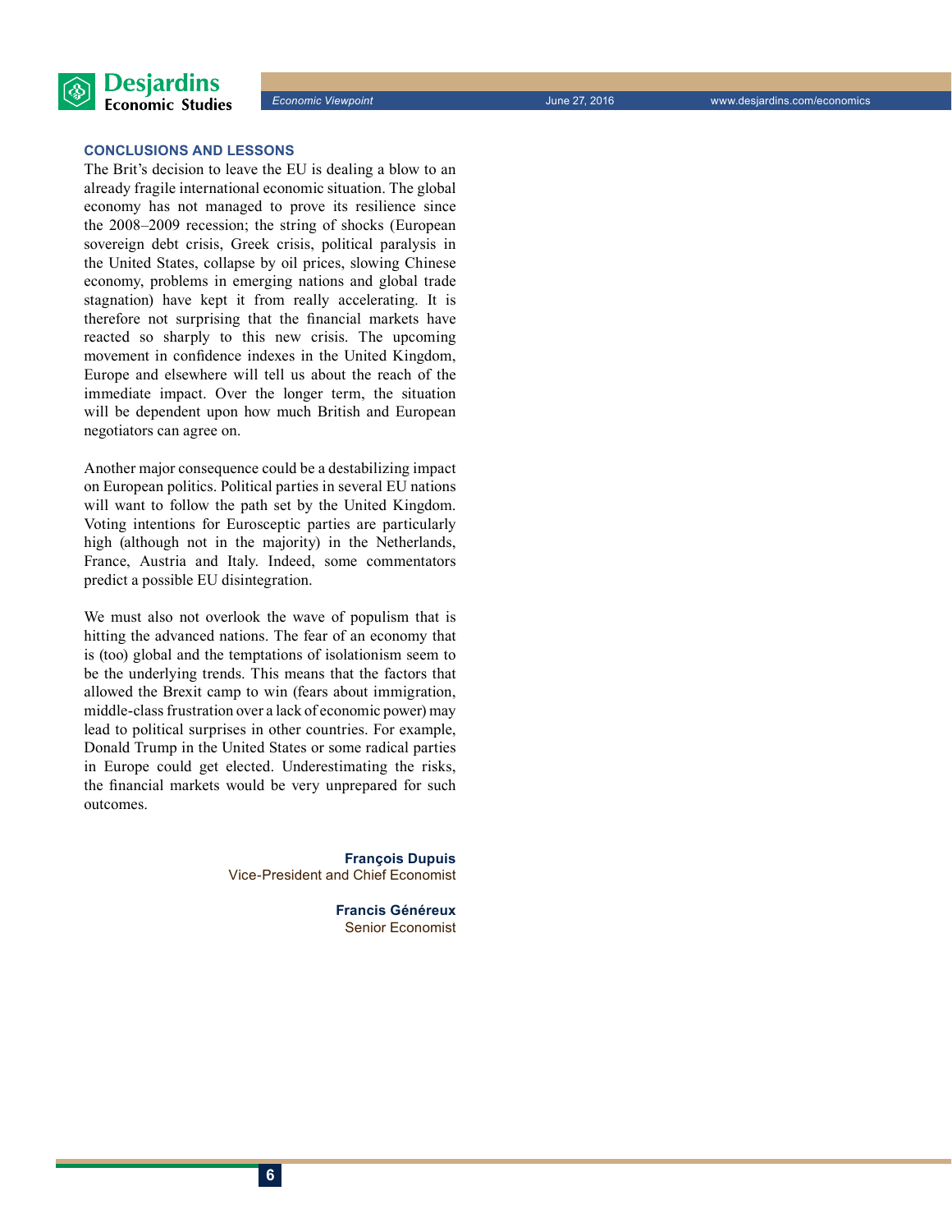## CONCLUSIONS AND LESSONS

The Brit's decision to leave the EU is dealing a blow to an already fragile international economic situation. The global economy has not managed to prove its resilience since the 2008–2009 recession; the string of shocks (European sovereign debt crisis, Greek crisis, political paralysis in the United States, collapse by oil prices, slowing Chinese economy, problems in emerging nations and global trade stagnation) have kept it from really accelerating. It is therefore not surprising that the financial markets have reacted so sharply to this new crisis. The upcoming movement in confidence indexes in the United Kingdom, Europe and elsewhere will tell us about the reach of the immediate impact. Over the longer term, the situation will be dependent upon how much British and European negotiators can agree on.

Another major consequence could be a destabilizing impact on European politics. Political parties in several EU nations will want to follow the path set by the United Kingdom. Voting intentions for Eurosceptic parties are particularly high (although not in the majority) in the Netherlands, France, Austria and Italy. Indeed, some commentators predict a possible EU disintegration.

We must also not overlook the wave of populism that is hitting the advanced nations. The fear of an economy that is (too) global and the temptations of isolationism seem to be the underlying trends. This means that the factors that allowed the Brexit camp to win (fears about immigration, middle-class frustration over a lack of economic power) may lead to political surprises in other countries. For example, Donald Trump in the United States or some radical parties in Europe could get elected. Underestimating the risks, the financial markets would be very unprepared for such outcomes.

**François Dupuis**
Vice-President and Chief Economist

**Francis Généreux**
Senior Economist